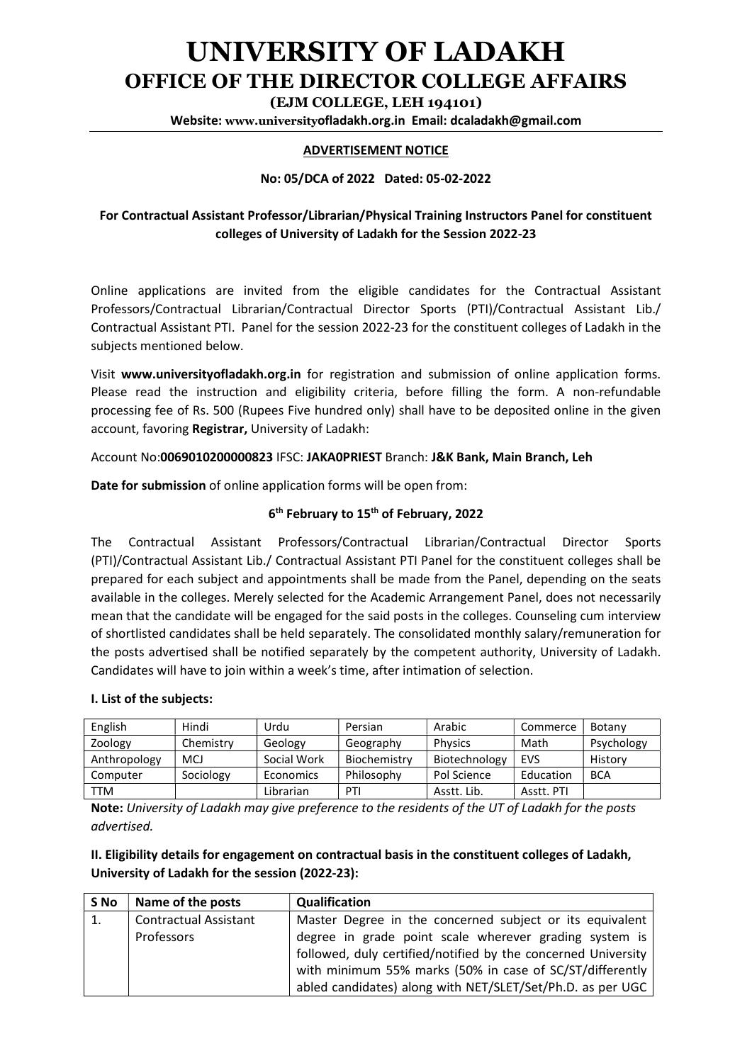# UNIVERSITY OF LADAKH

## OFFICE OF THE DIRECTOR COLLEGE AFFAIRS

**(EJM COLLEGE, LEH 194101)**

**Website: www.universityofladakh.org.in Email: dcaladakh@gmail.com**

**ADVERTISEMENT NOTICE**

**No: 05/DCA of 2022 Dated: 05-02-2022**

**For Contractual Assistant Professor/Librarian/Physical Training Instructors Panel for constituent colleges of University of Ladakh for the Session 2022-23**

Online applications are invited from the eligible candidates for the Contractual Assistant Professors/Contractual Librarian/Contractual Director Sports (PTI)/Contractual Assistant Lib./ Contractual Assistant PTI. Panel for the session 2022-23 for the constituent colleges of Ladakh in the subjects mentioned below.

Visit **www.universityofladakh.org.in** for registration and submission of online application forms. Please read the instruction and eligibility criteria, before filling the form. A non-refundable processing fee of Rs. 500 (Rupees Five hundred only) shall have to be deposited online in the given account, favoring **Registrar,** University of Ladakh:

Account No:**0069010200000823** IFSC: **JAKA0PRIEST** Branch: **J&K Bank, Main Branch, Leh**

**Date for submission** of online application forms will be open from:

**6th February to 15th of February, 2022**

The Contractual Assistant Professors/Contractual Librarian/Contractual Director Sports (PTI)/Contractual Assistant Lib./ Contractual Assistant PTI Panel for the constituent colleges shall be prepared for each subject and appointments shall be made from the Panel, depending on the seats available in the colleges. Merely selected for the Academic Arrangement Panel, does not necessarily mean that the candidate will be engaged for the said posts in the colleges. Counseling cum interview of shortlisted candidates shall be held separately. The consolidated monthly salary/remuneration for the posts advertised shall be notified separately by the competent authority, University of Ladakh. Candidates will have to join within a week's time, after intimation of selection.

**I. List of the subjects:**

| English | Hindi | Urdu | Persian | Arabic | Commerce | Botany |
|---|---|---|---|---|---|---|
| Zoology | Chemistry | Geology | Geography | Physics | Math | Psychology |
| Anthropology | MCJ | Social Work | Biochemistry | Biotechnology | EVS | History |
| Computer | Sociology | Economics | Philosophy | Pol Science | Education | BCA |
| TTM | | Librarian | PTI | Asstt. Lib. | Asstt. PTI | |

**Note:** *University of Ladakh may give preference to the residents of the UT of Ladakh for the posts advertised.*

**II. Eligibility details for engagement on contractual basis in the constituent colleges of Ladakh, University of Ladakh for the session (2022-23):**

| S No | Name of the posts | Qualification |
|---|---|---|
| 1. | Contractual Assistant Professors | Master Degree in the concerned subject or its equivalent degree in grade point scale wherever grading system is followed, duly certified/notified by the concerned University with minimum 55% marks (50% in case of SC/ST/differently abled candidates) along with NET/SLET/Set/Ph.D. as per UGC |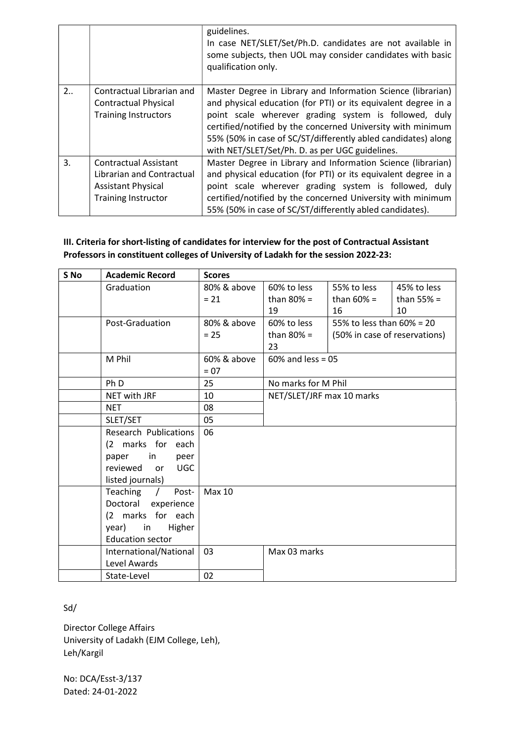| | | guidelines.<br>In case NET/SLET/Set/Ph.D. candidates are not available in some subjects, then UOL may consider candidates with basic qualification only. |
|---|---|---|
| 2.. | Contractual Librarian and Contractual Physical Training Instructors | Master Degree in Library and Information Science (librarian) and physical education (for PTI) or its equivalent degree in a point scale wherever grading system is followed, duly certified/notified by the concerned University with minimum 55% (50% in case of SC/ST/differently abled candidates) along with NET/SLET/Set/Ph. D. as per UGC guidelines. |
| 3. | Contractual Assistant Librarian and Contractual Assistant Physical Training Instructor | Master Degree in Library and Information Science (librarian) and physical education (for PTI) or its equivalent degree in a point scale wherever grading system is followed, duly certified/notified by the concerned University with minimum 55% (50% in case of SC/ST/differently abled candidates). |

**III. Criteria for short-listing of candidates for interview for the post of Contractual Assistant Professors in constituent colleges of University of Ladakh for the session 2022-23:**

| S No | Academic Record | Scores | | | |
|---|---|---|---|---|---|
| | Graduation | 80% & above = 21 | 60% to less than 80% = 19 | 55% to less than 60% = 16 | 45% to less than 55% = 10 |
| | Post-Graduation | 80% & above = 25 | 60% to less than 80% = 23 | 55% to less than 60% = 20 (50% in case of reservations) | |
| | M Phil | 60% & above = 07 | 60% and less = 05 | | |
| | Ph D | 25 | No marks for M Phil | | |
| | NET with JRF | 10 | NET/SLET/JRF max 10 marks | | |
| | NET | 08 | | | |
| | SLET/SET | 05 | | | |
| | Research Publications (2 marks for each paper in peer reviewed or UGC listed journals) | 06 | | | |
| | Teaching / Post-Doctoral experience (2 marks for each year) in Higher Education sector | Max 10 | | | |
| | International/National Level Awards | 03 | Max 03 marks | | |
| | State-Level | 02 | | | |

Sd/

Director College Affairs
University of Ladakh (EJM College, Leh),
Leh/Kargil

No: DCA/Esst-3/137
Dated: 24-01-2022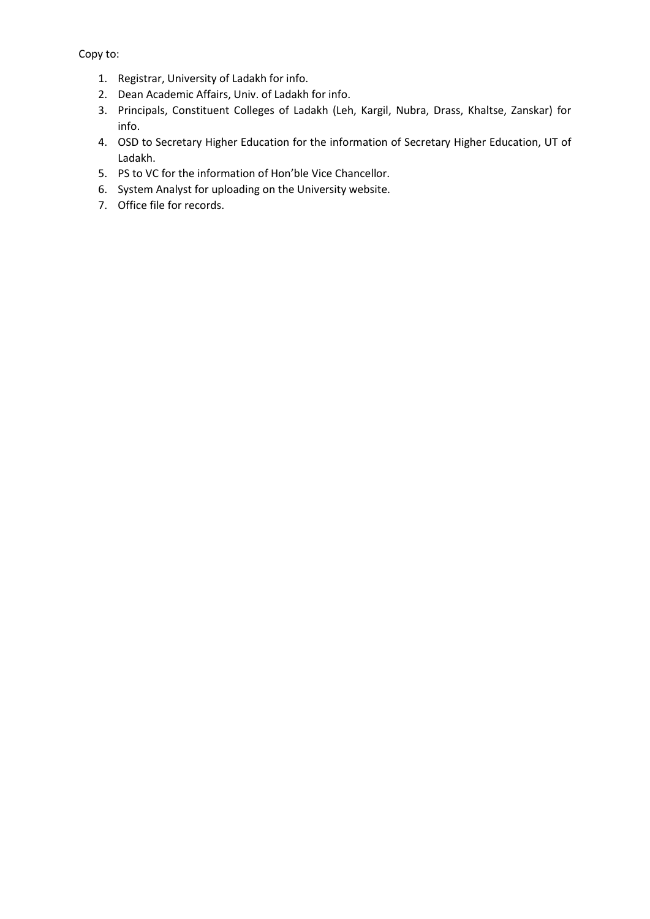Copy to:

1. Registrar, University of Ladakh for info.
2. Dean Academic Affairs, Univ. of Ladakh for info.
3. Principals, Constituent Colleges of Ladakh (Leh, Kargil, Nubra, Drass, Khaltse, Zanskar) for info.
4. OSD to Secretary Higher Education for the information of Secretary Higher Education, UT of Ladakh.
5. PS to VC for the information of Hon'ble Vice Chancellor.
6. System Analyst for uploading on the University website.
7. Office file for records.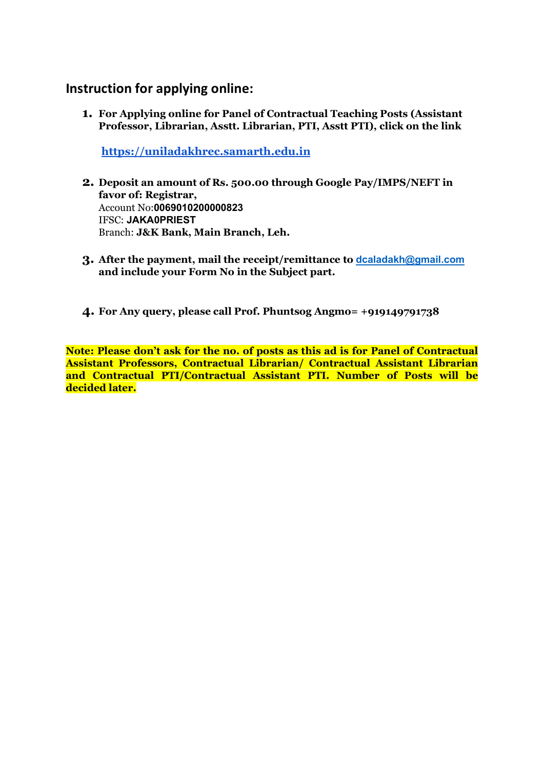## Instruction for applying online:

1. **For Applying online for Panel of Contractual Teaching Posts (Assistant Professor, Librarian, Asstt. Librarian, PTI, Asstt PTI), click on the link**

   **https://uniladakhrec.samarth.edu.in**

2. **Deposit an amount of Rs. 500.00 through Google Pay/IMPS/NEFT in favor of: Registrar,**
   Account No:**0069010200000823**
   IFSC: **JAKA0PRIEST**
   Branch: **J&K Bank, Main Branch, Leh.**

3. **After the payment, mail the receipt/remittance to dcaladakh@gmail.com and include your Form No in the Subject part.**

4. **For Any query, please call Prof. Phuntsog Angmo= +919149791738**

**Note: Please don't ask for the no. of posts as this ad is for Panel of Contractual Assistant Professors, Contractual Librarian/ Contractual Assistant Librarian and Contractual PTI/Contractual Assistant PTI. Number of Posts will be decided later.**